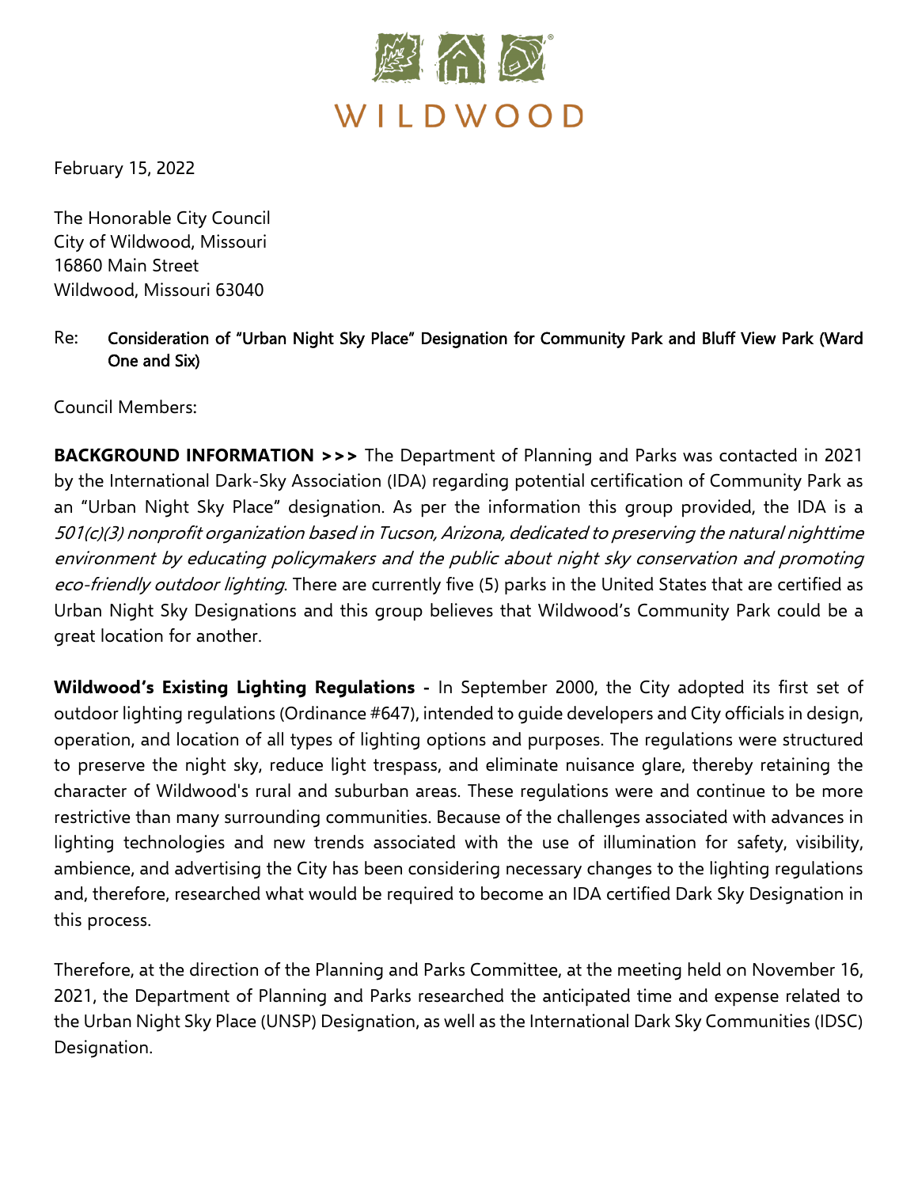WILDWOOD

February 15, 2022

The Honorable City Council
City of Wildwood, Missouri
16860 Main Street
Wildwood, Missouri 63040

Re: **Consideration of "Urban Night Sky Place" Designation for Community Park and Bluff View Park (Ward One and Six)**

Council Members:

**BACKGROUND INFORMATION >>>** The Department of Planning and Parks was contacted in 2021 by the International Dark-Sky Association (IDA) regarding potential certification of Community Park as an "Urban Night Sky Place" designation. As per the information this group provided, the IDA is a *501(c)(3) nonprofit organization based in Tucson, Arizona, dedicated to preserving the natural nighttime environment by educating policymakers and the public about night sky conservation and promoting eco-friendly outdoor lighting*. There are currently five (5) parks in the United States that are certified as Urban Night Sky Designations and this group believes that Wildwood's Community Park could be a great location for another.

**Wildwood's Existing Lighting Regulations -** In September 2000, the City adopted its first set of outdoor lighting regulations (Ordinance #647), intended to guide developers and City officials in design, operation, and location of all types of lighting options and purposes. The regulations were structured to preserve the night sky, reduce light trespass, and eliminate nuisance glare, thereby retaining the character of Wildwood's rural and suburban areas. These regulations were and continue to be more restrictive than many surrounding communities. Because of the challenges associated with advances in lighting technologies and new trends associated with the use of illumination for safety, visibility, ambience, and advertising the City has been considering necessary changes to the lighting regulations and, therefore, researched what would be required to become an IDA certified Dark Sky Designation in this process.

Therefore, at the direction of the Planning and Parks Committee, at the meeting held on November 16, 2021, the Department of Planning and Parks researched the anticipated time and expense related to the Urban Night Sky Place (UNSP) Designation, as well as the International Dark Sky Communities (IDSC) Designation.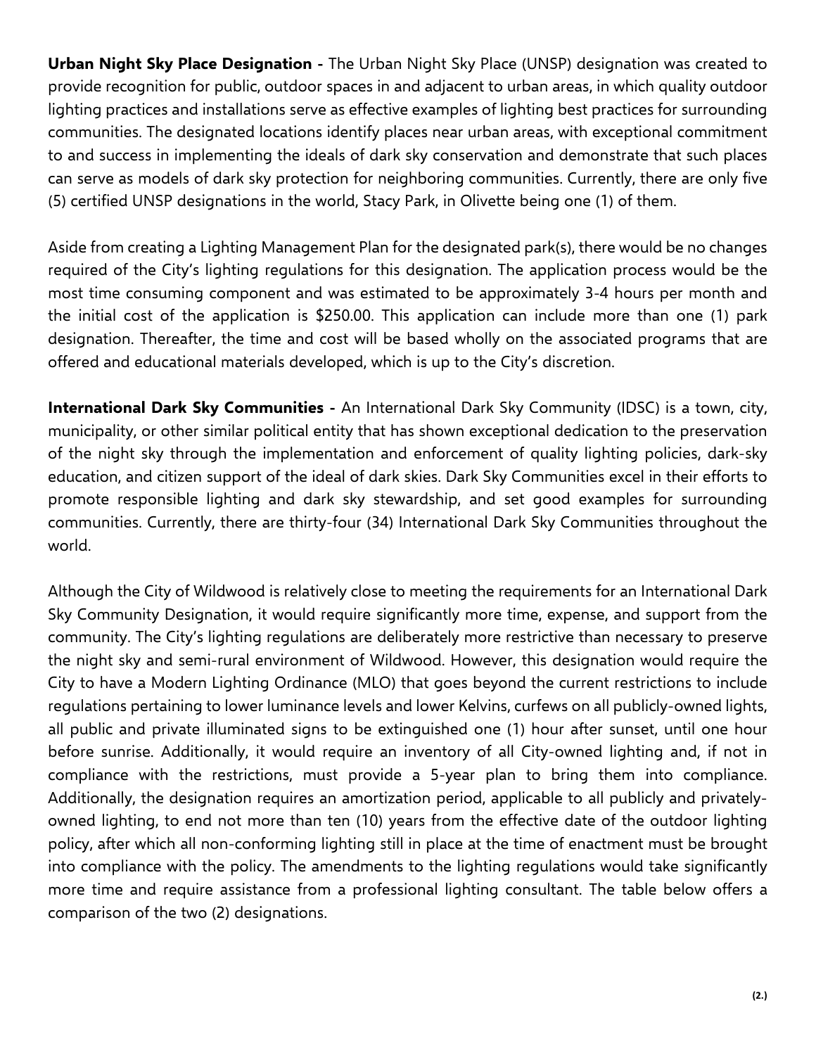**Urban Night Sky Place Designation -** The Urban Night Sky Place (UNSP) designation was created to provide recognition for public, outdoor spaces in and adjacent to urban areas, in which quality outdoor lighting practices and installations serve as effective examples of lighting best practices for surrounding communities. The designated locations identify places near urban areas, with exceptional commitment to and success in implementing the ideals of dark sky conservation and demonstrate that such places can serve as models of dark sky protection for neighboring communities. Currently, there are only five (5) certified UNSP designations in the world, Stacy Park, in Olivette being one (1) of them.

Aside from creating a Lighting Management Plan for the designated park(s), there would be no changes required of the City's lighting regulations for this designation. The application process would be the most time consuming component and was estimated to be approximately 3-4 hours per month and the initial cost of the application is $250.00. This application can include more than one (1) park designation. Thereafter, the time and cost will be based wholly on the associated programs that are offered and educational materials developed, which is up to the City's discretion.

**International Dark Sky Communities -** An International Dark Sky Community (IDSC) is a town, city, municipality, or other similar political entity that has shown exceptional dedication to the preservation of the night sky through the implementation and enforcement of quality lighting policies, dark-sky education, and citizen support of the ideal of dark skies. Dark Sky Communities excel in their efforts to promote responsible lighting and dark sky stewardship, and set good examples for surrounding communities. Currently, there are thirty-four (34) International Dark Sky Communities throughout the world.

Although the City of Wildwood is relatively close to meeting the requirements for an International Dark Sky Community Designation, it would require significantly more time, expense, and support from the community. The City's lighting regulations are deliberately more restrictive than necessary to preserve the night sky and semi-rural environment of Wildwood. However, this designation would require the City to have a Modern Lighting Ordinance (MLO) that goes beyond the current restrictions to include regulations pertaining to lower luminance levels and lower Kelvins, curfews on all publicly-owned lights, all public and private illuminated signs to be extinguished one (1) hour after sunset, until one hour before sunrise. Additionally, it would require an inventory of all City-owned lighting and, if not in compliance with the restrictions, must provide a 5-year plan to bring them into compliance. Additionally, the designation requires an amortization period, applicable to all publicly and privately-owned lighting, to end not more than ten (10) years from the effective date of the outdoor lighting policy, after which all non-conforming lighting still in place at the time of enactment must be brought into compliance with the policy. The amendments to the lighting regulations would take significantly more time and require assistance from a professional lighting consultant. The table below offers a comparison of the two (2) designations.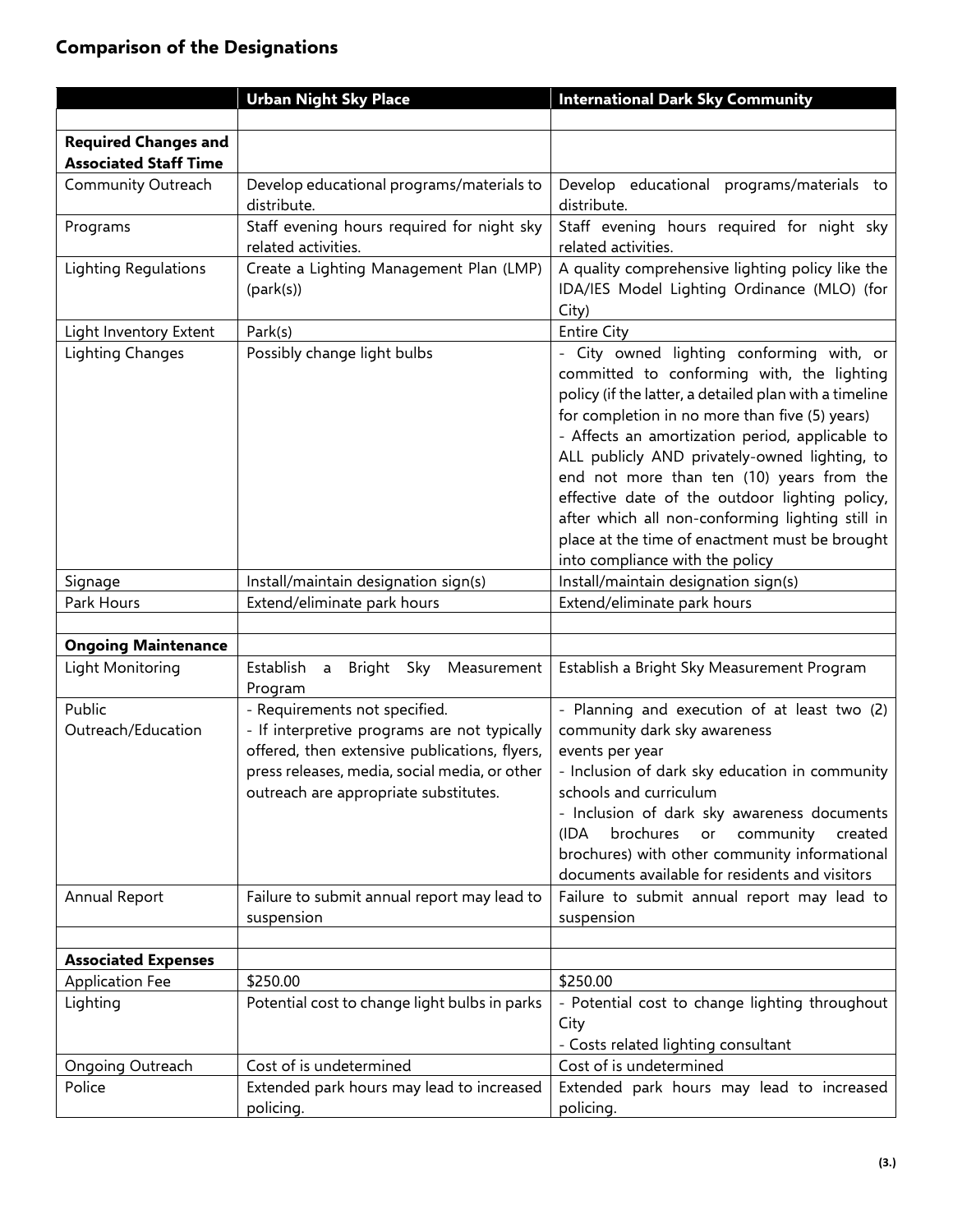## Comparison of the Designations

| | Urban Night Sky Place | International Dark Sky Community |
|---|---|---|
| | | |
| **Required Changes and Associated Staff Time** | | |
| Community Outreach | Develop educational programs/materials to distribute. | Develop educational programs/materials to distribute. |
| Programs | Staff evening hours required for night sky related activities. | Staff evening hours required for night sky related activities. |
| Lighting Regulations | Create a Lighting Management Plan (LMP) (park(s)) | A quality comprehensive lighting policy like the IDA/IES Model Lighting Ordinance (MLO) (for City) |
| Light Inventory Extent | Park(s) | Entire City |
| Lighting Changes | Possibly change light bulbs | - City owned lighting conforming with, or committed to conforming with, the lighting policy (if the latter, a detailed plan with a timeline for completion in no more than five (5) years)<br>- Affects an amortization period, applicable to ALL publicly AND privately-owned lighting, to end not more than ten (10) years from the effective date of the outdoor lighting policy, after which all non-conforming lighting still in place at the time of enactment must be brought into compliance with the policy |
| Signage | Install/maintain designation sign(s) | Install/maintain designation sign(s) |
| Park Hours | Extend/eliminate park hours | Extend/eliminate park hours |
| | | |
| **Ongoing Maintenance** | | |
| Light Monitoring | Establish a Bright Sky Measurement Program | Establish a Bright Sky Measurement Program |
| Public Outreach/Education | - Requirements not specified.<br>- If interpretive programs are not typically offered, then extensive publications, flyers, press releases, media, social media, or other outreach are appropriate substitutes. | - Planning and execution of at least two (2) community dark sky awareness events per year<br>- Inclusion of dark sky education in community schools and curriculum<br>- Inclusion of dark sky awareness documents (IDA brochures or community created brochures) with other community informational documents available for residents and visitors |
| Annual Report | Failure to submit annual report may lead to suspension | Failure to submit annual report may lead to suspension |
| | | |
| **Associated Expenses** | | |
| Application Fee | $250.00 | $250.00 |
| Lighting | Potential cost to change light bulbs in parks | - Potential cost to change lighting throughout City<br>- Costs related lighting consultant |
| Ongoing Outreach | Cost of is undetermined | Cost of is undetermined |
| Police | Extended park hours may lead to increased policing. | Extended park hours may lead to increased policing. |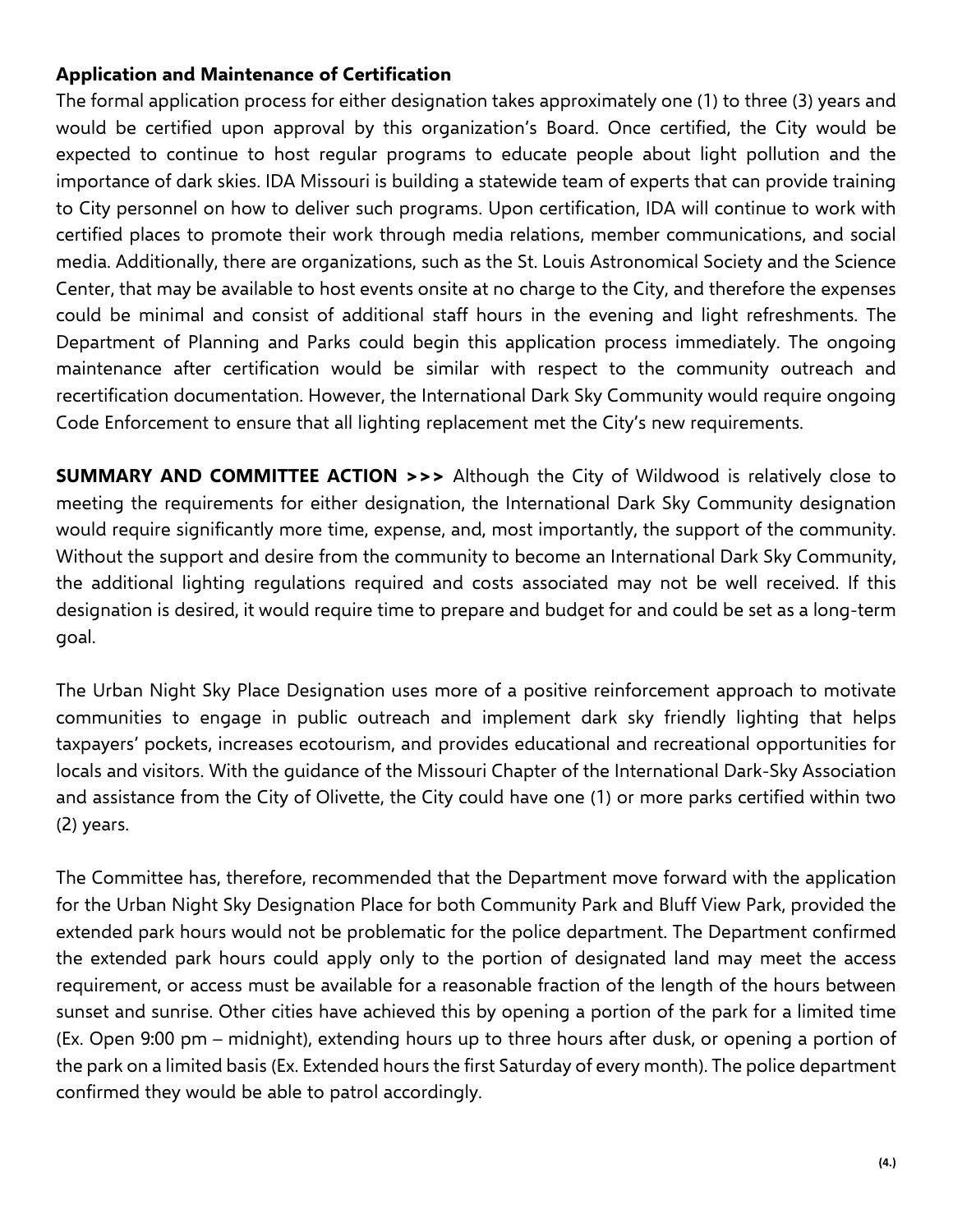**Application and Maintenance of Certification**

The formal application process for either designation takes approximately one (1) to three (3) years and would be certified upon approval by this organization's Board. Once certified, the City would be expected to continue to host regular programs to educate people about light pollution and the importance of dark skies. IDA Missouri is building a statewide team of experts that can provide training to City personnel on how to deliver such programs. Upon certification, IDA will continue to work with certified places to promote their work through media relations, member communications, and social media. Additionally, there are organizations, such as the St. Louis Astronomical Society and the Science Center, that may be available to host events onsite at no charge to the City, and therefore the expenses could be minimal and consist of additional staff hours in the evening and light refreshments. The Department of Planning and Parks could begin this application process immediately. The ongoing maintenance after certification would be similar with respect to the community outreach and recertification documentation. However, the International Dark Sky Community would require ongoing Code Enforcement to ensure that all lighting replacement met the City's new requirements.

**SUMMARY AND COMMITTEE ACTION >>>** Although the City of Wildwood is relatively close to meeting the requirements for either designation, the International Dark Sky Community designation would require significantly more time, expense, and, most importantly, the support of the community. Without the support and desire from the community to become an International Dark Sky Community, the additional lighting regulations required and costs associated may not be well received. If this designation is desired, it would require time to prepare and budget for and could be set as a long-term goal.

The Urban Night Sky Place Designation uses more of a positive reinforcement approach to motivate communities to engage in public outreach and implement dark sky friendly lighting that helps taxpayers' pockets, increases ecotourism, and provides educational and recreational opportunities for locals and visitors. With the guidance of the Missouri Chapter of the International Dark-Sky Association and assistance from the City of Olivette, the City could have one (1) or more parks certified within two (2) years.

The Committee has, therefore, recommended that the Department move forward with the application for the Urban Night Sky Designation Place for both Community Park and Bluff View Park, provided the extended park hours would not be problematic for the police department. The Department confirmed the extended park hours could apply only to the portion of designated land may meet the access requirement, or access must be available for a reasonable fraction of the length of the hours between sunset and sunrise. Other cities have achieved this by opening a portion of the park for a limited time (Ex. Open 9:00 pm – midnight), extending hours up to three hours after dusk, or opening a portion of the park on a limited basis (Ex. Extended hours the first Saturday of every month). The police department confirmed they would be able to patrol accordingly.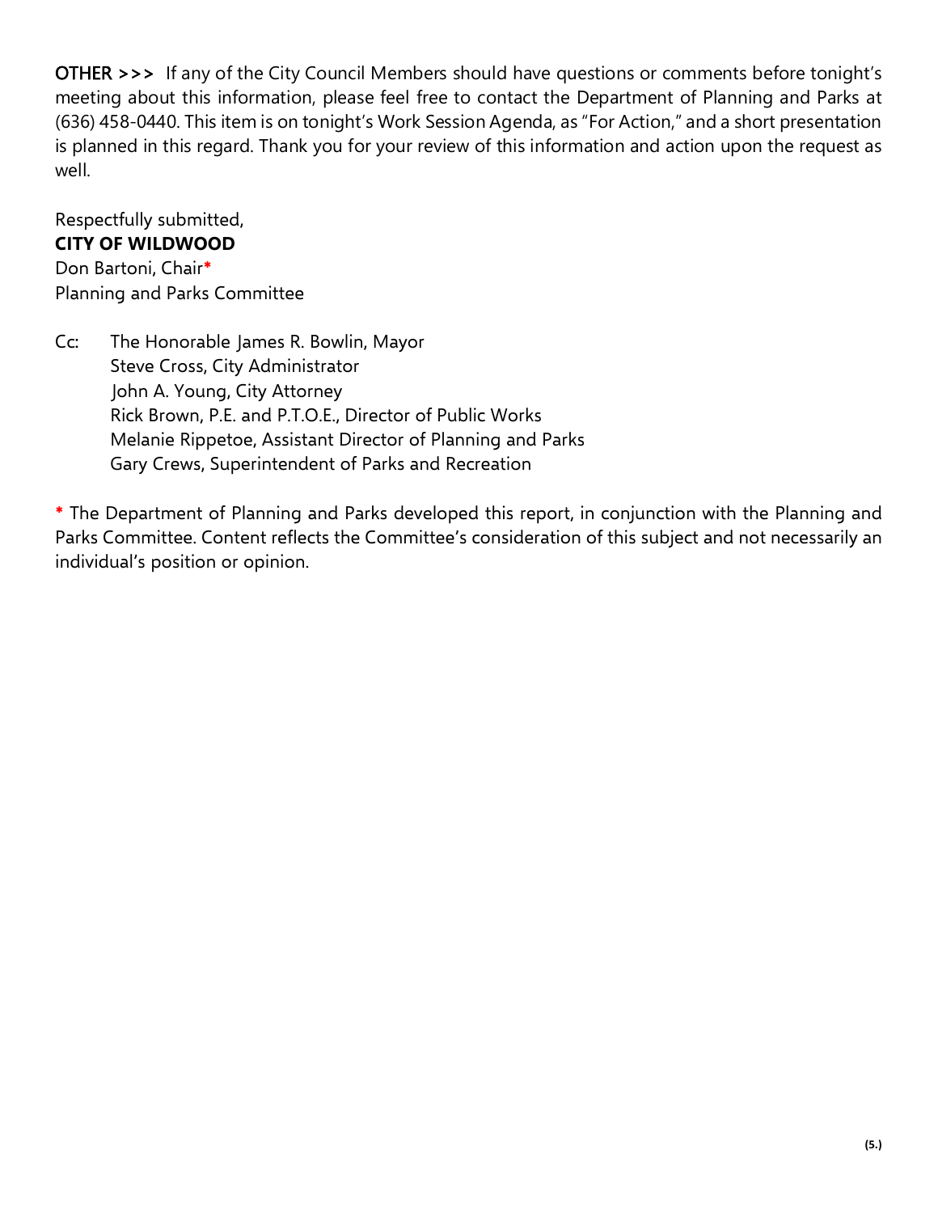**OTHER >>>** If any of the City Council Members should have questions or comments before tonight's meeting about this information, please feel free to contact the Department of Planning and Parks at (636) 458-0440. This item is on tonight's Work Session Agenda, as "For Action," and a short presentation is planned in this regard. Thank you for your review of this information and action upon the request as well.

Respectfully submitted,
**CITY OF WILDWOOD**
Don Bartoni, Chair*
Planning and Parks Committee

Cc: The Honorable James R. Bowlin, Mayor
Steve Cross, City Administrator
John A. Young, City Attorney
Rick Brown, P.E. and P.T.O.E., Director of Public Works
Melanie Rippetoe, Assistant Director of Planning and Parks
Gary Crews, Superintendent of Parks and Recreation

* The Department of Planning and Parks developed this report, in conjunction with the Planning and Parks Committee. Content reflects the Committee's consideration of this subject and not necessarily an individual's position or opinion.